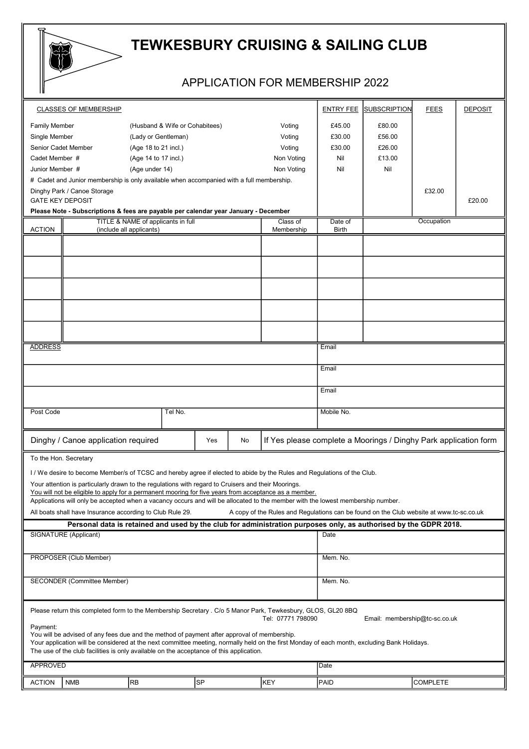# TEWKESBURY CRUISING & SAILING CLUB

## APPLICATION FOR MEMBERSHIP 2022

| CLASSES OF MEMBERSHIP | | | ENTRY FEE | SUBSCRIPTION | FEES | DEPOSIT |
|---|---|---|---|---|---|---|
| Family Member | (Husband & Wife or Cohabitees) | Voting | £45.00 | £80.00 | | |
| Single Member | (Lady or Gentleman) | Voting | £30.00 | £56.00 | | |
| Senior Cadet Member | (Age 18 to 21 incl.) | Voting | £30.00 | £26.00 | | |
| Cadet Member # | (Age 14 to 17 incl.) | Non Voting | Nil | £13.00 | | |
| Junior Member # | (Age under 14) | Non Voting | Nil | Nil | | |
| # Cadet and Junior membership is only available when accompanied with a full membership. | | | | | | |
| Dinghy Park / Canoe Storage | | | | | £32.00 | |
| GATE KEY DEPOSIT | | | | | | £20.00 |

**Please Note - Subscriptions & fees are payable per calendar year January - December**

| ACTION | TITLE & NAME of applicants in full (include all applicants) | Class of Membership | Date of Birth | Occupation |
|---|---|---|---|---|
| | | | | |
| | | | | |
| | | | | |
| | | | | |
| | | | | |

| ADDRESS | | Email |
|---|---|---|
| | | Email |
| | | Email |
| Post Code | Tel No. | Mobile No. |

| Dinghy / Canoe application required | Yes | No | If Yes please complete a Moorings / Dinghy Park application form |
|---|---|---|---|

To the Hon. Secretary

I / We desire to become Member/s of TCSC and hereby agree if elected to abide by the Rules and Regulations of the Club.

Your attention is particularly drawn to the regulations with regard to Cruisers and their Moorings.
You will not be eligible to apply for a permanent mooring for five years from acceptance as a member.
Applications will only be accepted when a vacancy occurs and will be allocated to the member with the lowest membership number.

All boats shall have Insurance according to Club Rule 29. A copy of the Rules and Regulations can be found on the Club website at www.tc-sc.co.uk

**Personal data is retained and used by the club for administration purposes only, as authorised by the GDPR 2018.**

| SIGNATURE (Applicant) | Date |
|---|---|
| PROPOSER (Club Member) | Mem. No. |
| SECONDER (Committee Member) | Mem. No. |

Please return this completed form to the Membership Secretary . C/o 5 Manor Park, Tewkesbury, GLOS, GL20 8BQ
Tel: 07771 798090 Email: membership@tc-sc.co.uk

Payment:
You will be advised of any fees due and the method of payment after approval of membership.
Your application will be considered at the next committee meeting, normally held on the first Monday of each month, excluding Bank Holidays.
The use of the club facilities is only available on the acceptance of this application.

| APPROVED | | | | | Date | |
|---|---|---|---|---|---|---|
| ACTION | NMB | RB | SP | KEY | PAID | COMPLETE |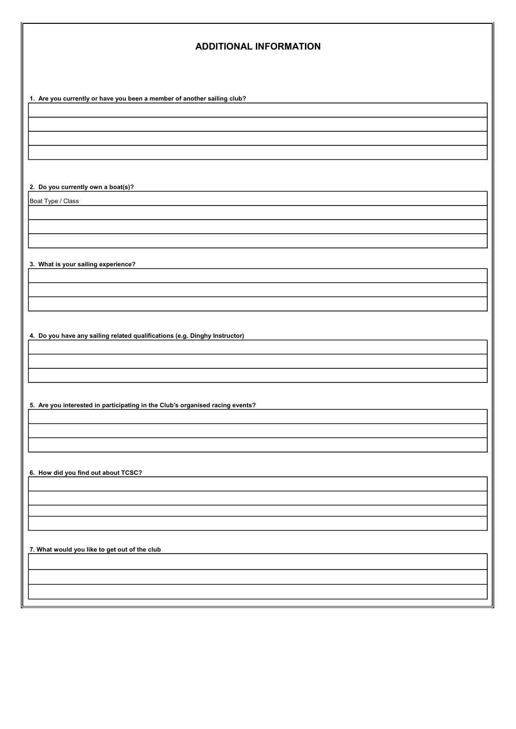## ADDITIONAL INFORMATION

**1. Are you currently or have you been a member of another sailing club?**

| |
|---|
| |
| |
| |
| |

**2. Do you currently own a boat(s)?**

| |
|---|
| Boat Type / Class |
| |
| |
| |

**3. What is your sailing experience?**

| |
|---|
| |
| |
| |

**4. Do you have any sailing related qualifications (e.g. Dinghy Instructor)**

| |
|---|
| |
| |
| |

**5. Are you interested in participating in the Club's organised racing events?**

| |
|---|
| |
| |
| |

**6. How did you find out about TCSC?**

| |
|---|
| |
| |
| |
| |

**7. What would you like to get out of the club**

| |
|---|
| |
| |
| |